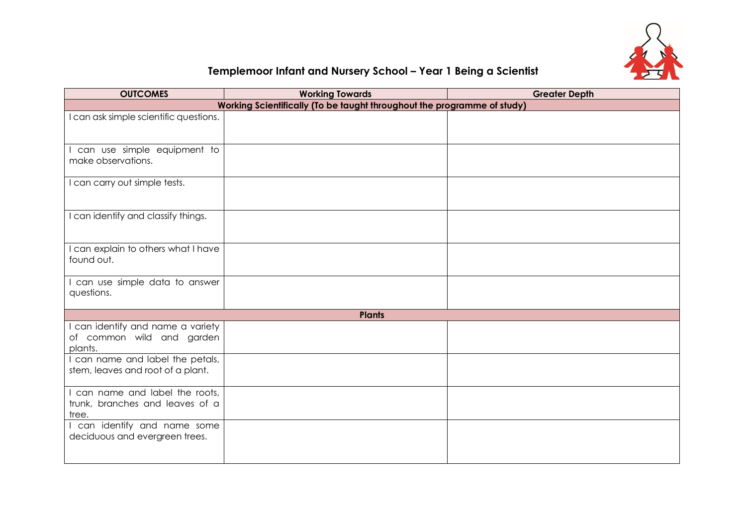# Templemoor Infant and Nursery School – Year 1 Being a Scientist

| OUTCOMES | Working Towards | Greater Depth |
|---|---|---|
| **Working Scientifically (To be taught throughout the programme of study)** | | |
| I can ask simple scientific questions. | | |
| I can use simple equipment to make observations. | | |
| I can carry out simple tests. | | |
| I can identify and classify things. | | |
| I can explain to others what I have found out. | | |
| I can use simple data to answer questions. | | |
| **Plants** | | |
| I can identify and name a variety of common wild and garden plants. | | |
| I can name and label the petals, stem, leaves and root of a plant. | | |
| I can name and label the roots, trunk, branches and leaves of a tree. | | |
| I can identify and name some deciduous and evergreen trees. | | |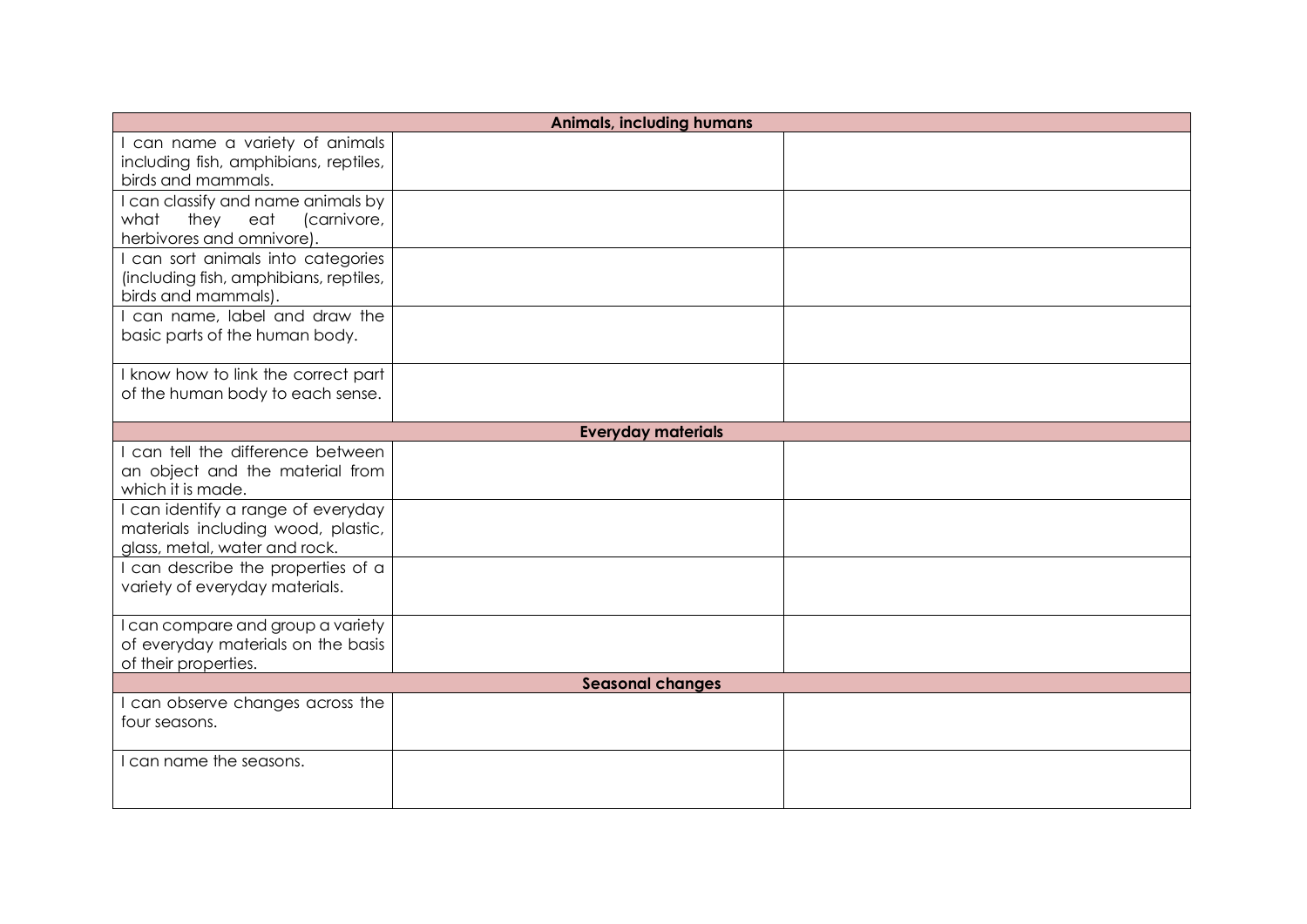| | | |
|---|---|---|
| **Animals, including humans** | | |
| I can name a variety of animals including fish, amphibians, reptiles, birds and mammals. | | |
| I can classify and name animals by what they eat (carnivore, herbivores and omnivore). | | |
| I can sort animals into categories (including fish, amphibians, reptiles, birds and mammals). | | |
| I can name, label and draw the basic parts of the human body. | | |
| I know how to link the correct part of the human body to each sense. | | |
| **Everyday materials** | | |
| I can tell the difference between an object and the material from which it is made. | | |
| I can identify a range of everyday materials including wood, plastic, glass, metal, water and rock. | | |
| I can describe the properties of a variety of everyday materials. | | |
| I can compare and group a variety of everyday materials on the basis of their properties. | | |
| **Seasonal changes** | | |
| I can observe changes across the four seasons. | | |
| I can name the seasons. | | |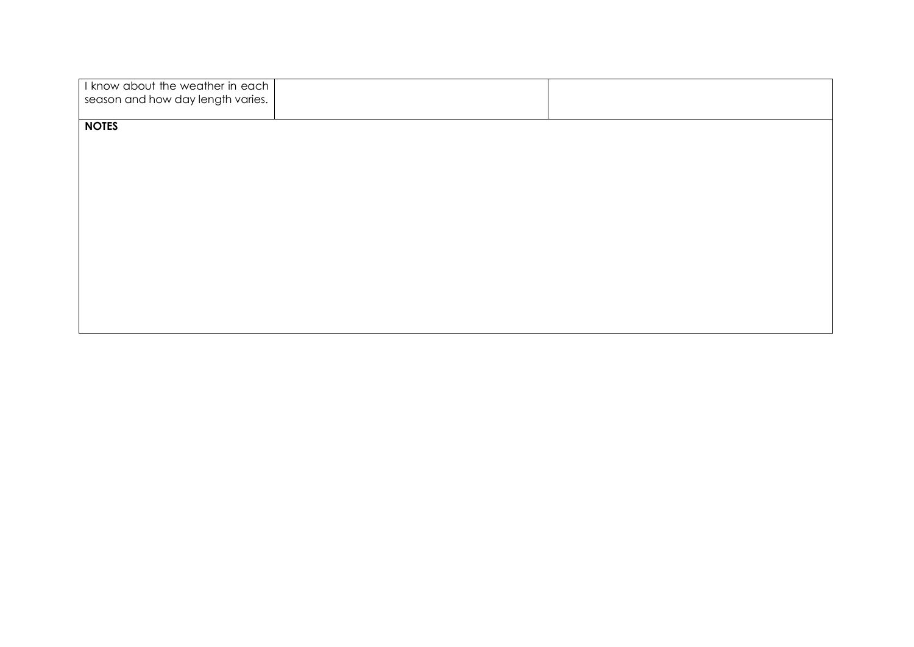| | | |
|---|---|---|
| I know about the weather in each season and how day length varies. | | |

**NOTES**